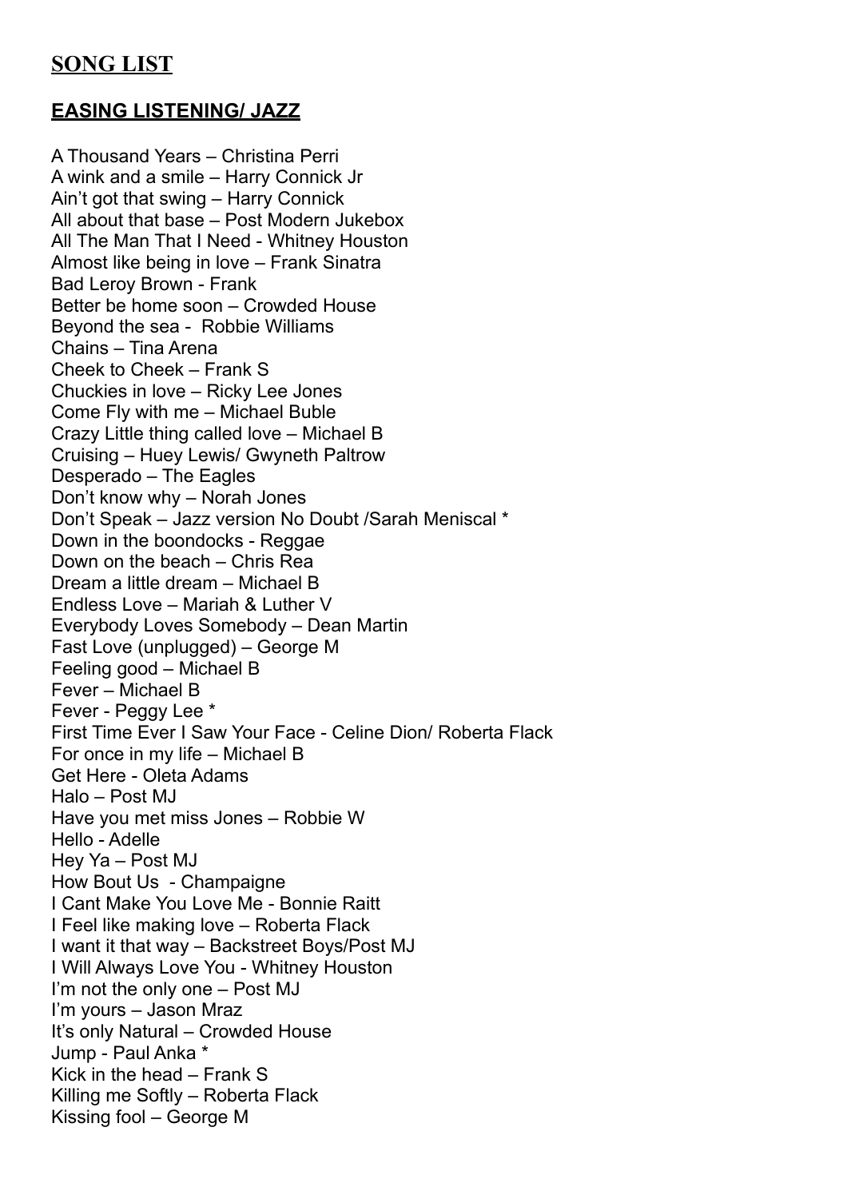## SONG LIST

### EASING LISTENING/ JAZZ

A Thousand Years – Christina Perri
A wink and a smile – Harry Connick Jr
Ain't got that swing – Harry Connick
All about that base – Post Modern Jukebox
All The Man That I Need - Whitney Houston
Almost like being in love – Frank Sinatra
Bad Leroy Brown - Frank
Better be home soon – Crowded House
Beyond the sea - Robbie Williams
Chains – Tina Arena
Cheek to Cheek – Frank S
Chuckies in love – Ricky Lee Jones
Come Fly with me – Michael Buble
Crazy Little thing called love – Michael B
Cruising – Huey Lewis/ Gwyneth Paltrow
Desperado – The Eagles
Don't know why – Norah Jones
Don't Speak – Jazz version No Doubt /Sarah Meniscal *
Down in the boondocks - Reggae
Down on the beach – Chris Rea
Dream a little dream – Michael B
Endless Love – Mariah & Luther V
Everybody Loves Somebody – Dean Martin
Fast Love (unplugged) – George M
Feeling good – Michael B
Fever – Michael B
Fever - Peggy Lee *
First Time Ever I Saw Your Face - Celine Dion/ Roberta Flack
For once in my life – Michael B
Get Here - Oleta Adams
Halo – Post MJ
Have you met miss Jones – Robbie W
Hello - Adelle
Hey Ya – Post MJ
How Bout Us - Champaigne
I Cant Make You Love Me - Bonnie Raitt
I Feel like making love – Roberta Flack
I want it that way – Backstreet Boys/Post MJ
I Will Always Love You - Whitney Houston
I'm not the only one – Post MJ
I'm yours – Jason Mraz
It's only Natural – Crowded House
Jump - Paul Anka *
Kick in the head – Frank S
Killing me Softly – Roberta Flack
Kissing fool – George M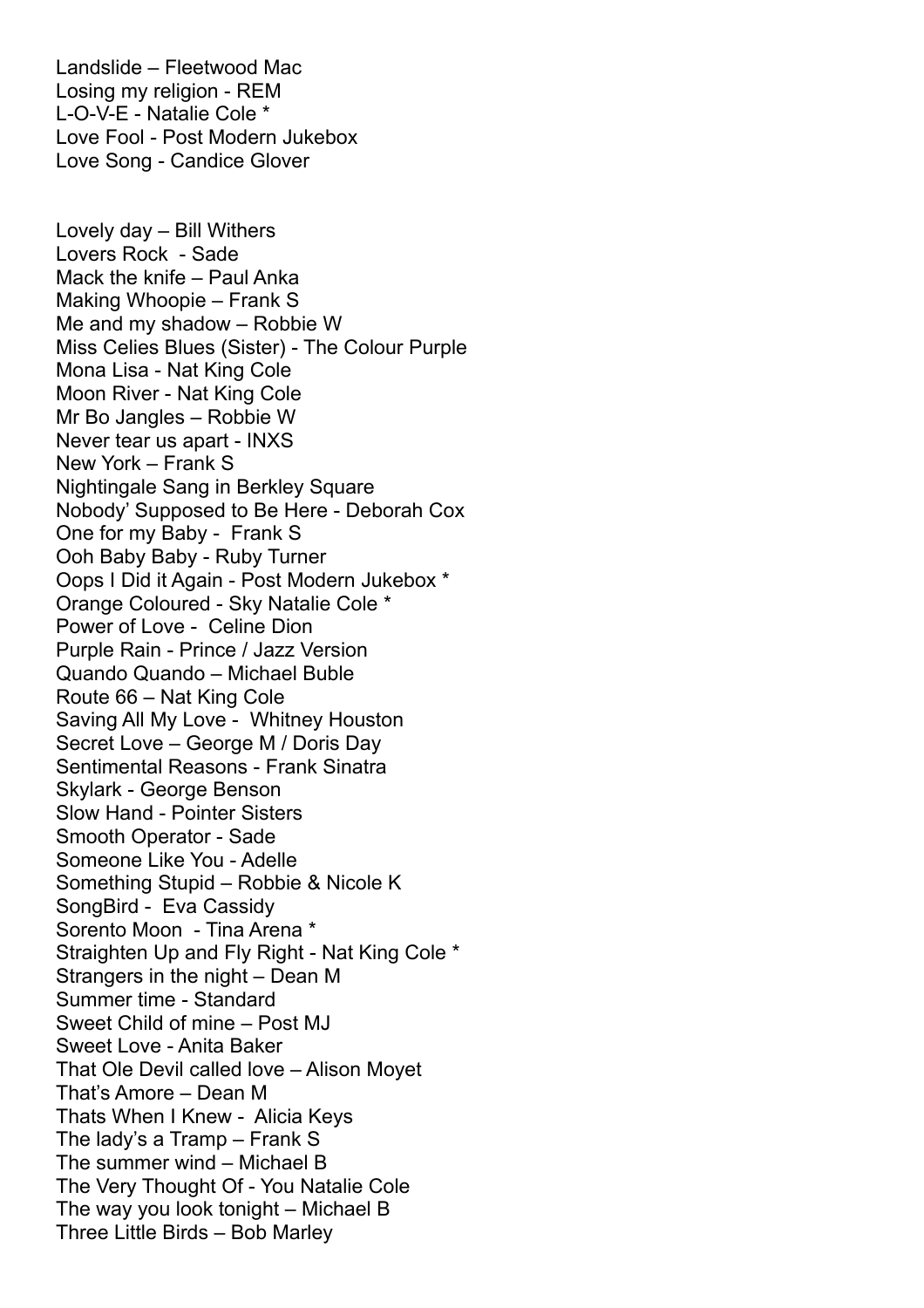Landslide – Fleetwood Mac
Losing my religion - REM
L-O-V-E - Natalie Cole *
Love Fool - Post Modern Jukebox
Love Song - Candice Glover

Lovely day – Bill Withers
Lovers Rock - Sade
Mack the knife – Paul Anka
Making Whoopie – Frank S
Me and my shadow – Robbie W
Miss Celies Blues (Sister) - The Colour Purple
Mona Lisa - Nat King Cole
Moon River - Nat King Cole
Mr Bo Jangles – Robbie W
Never tear us apart - INXS
New York – Frank S
Nightingale Sang in Berkley Square
Nobody' Supposed to Be Here - Deborah Cox
One for my Baby - Frank S
Ooh Baby Baby - Ruby Turner
Oops I Did it Again - Post Modern Jukebox *
Orange Coloured - Sky Natalie Cole *
Power of Love - Celine Dion
Purple Rain - Prince / Jazz Version
Quando Quando – Michael Buble
Route 66 – Nat King Cole
Saving All My Love - Whitney Houston
Secret Love – George M / Doris Day
Sentimental Reasons - Frank Sinatra
Skylark - George Benson
Slow Hand - Pointer Sisters
Smooth Operator - Sade
Someone Like You - Adelle
Something Stupid – Robbie & Nicole K
SongBird - Eva Cassidy
Sorento Moon - Tina Arena *
Straighten Up and Fly Right - Nat King Cole *
Strangers in the night – Dean M
Summer time - Standard
Sweet Child of mine – Post MJ
Sweet Love - Anita Baker
That Ole Devil called love – Alison Moyet
That's Amore – Dean M
Thats When I Knew - Alicia Keys
The lady's a Tramp – Frank S
The summer wind – Michael B
The Very Thought Of - You Natalie Cole
The way you look tonight – Michael B
Three Little Birds – Bob Marley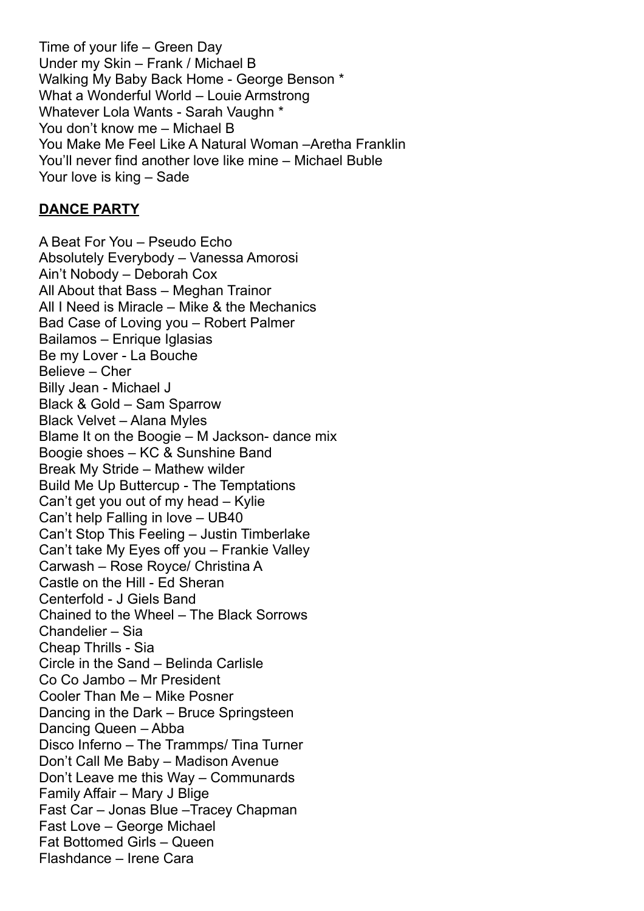Time of your life – Green Day
Under my Skin – Frank / Michael B
Walking My Baby Back Home - George Benson *
What a Wonderful World – Louie Armstrong
Whatever Lola Wants - Sarah Vaughn *
You don't know me – Michael B
You Make Me Feel Like A Natural Woman –Aretha Franklin
You'll never find another love like mine – Michael Buble
Your love is king – Sade

**DANCE PARTY**

A Beat For You – Pseudo Echo
Absolutely Everybody – Vanessa Amorosi
Ain't Nobody – Deborah Cox
All About that Bass – Meghan Trainor
All I Need is Miracle – Mike & the Mechanics
Bad Case of Loving you – Robert Palmer
Bailamos – Enrique Iglasias
Be my Lover - La Bouche
Believe – Cher
Billy Jean - Michael J
Black & Gold – Sam Sparrow
Black Velvet – Alana Myles
Blame It on the Boogie – M Jackson- dance mix
Boogie shoes – KC & Sunshine Band
Break My Stride – Mathew wilder
Build Me Up Buttercup - The Temptations
Can't get you out of my head – Kylie
Can't help Falling in love – UB40
Can't Stop This Feeling – Justin Timberlake
Can't take My Eyes off you – Frankie Valley
Carwash – Rose Royce/ Christina A
Castle on the Hill - Ed Sheran
Centerfold - J Giels Band
Chained to the Wheel – The Black Sorrows
Chandelier – Sia
Cheap Thrills - Sia
Circle in the Sand – Belinda Carlisle
Co Co Jambo – Mr President
Cooler Than Me – Mike Posner
Dancing in the Dark – Bruce Springsteen
Dancing Queen – Abba
Disco Inferno – The Trammps/ Tina Turner
Don't Call Me Baby – Madison Avenue
Don't Leave me this Way – Communards
Family Affair – Mary J Blige
Fast Car – Jonas Blue –Tracey Chapman
Fast Love – George Michael
Fat Bottomed Girls – Queen
Flashdance – Irene Cara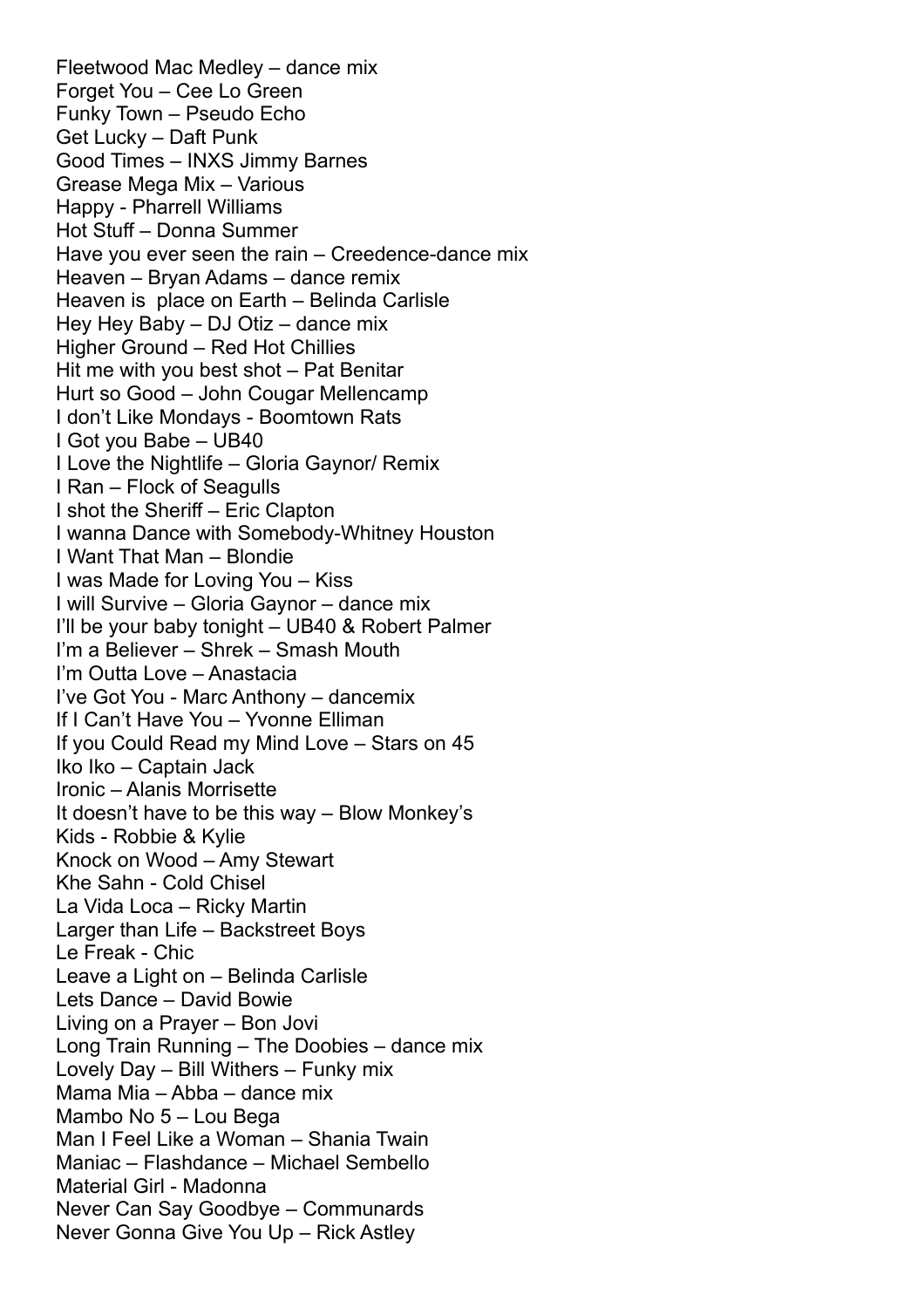Fleetwood Mac Medley – dance mix
Forget You – Cee Lo Green
Funky Town – Pseudo Echo
Get Lucky – Daft Punk
Good Times – INXS Jimmy Barnes
Grease Mega Mix – Various
Happy - Pharrell Williams
Hot Stuff – Donna Summer
Have you ever seen the rain – Creedence-dance mix
Heaven – Bryan Adams – dance remix
Heaven is  place on Earth – Belinda Carlisle
Hey Hey Baby – DJ Otiz – dance mix
Higher Ground – Red Hot Chillies
Hit me with you best shot – Pat Benitar
Hurt so Good – John Cougar Mellencamp
I don't Like Mondays - Boomtown Rats
I Got you Babe – UB40
I Love the Nightlife – Gloria Gaynor/ Remix
I Ran – Flock of Seagulls
I shot the Sheriff – Eric Clapton
I wanna Dance with Somebody-Whitney Houston
I Want That Man – Blondie
I was Made for Loving You – Kiss
I will Survive – Gloria Gaynor – dance mix
I'll be your baby tonight – UB40 & Robert Palmer
I'm a Believer – Shrek – Smash Mouth
I'm Outta Love – Anastacia
I've Got You - Marc Anthony – dancemix
If I Can't Have You – Yvonne Elliman
If you Could Read my Mind Love – Stars on 45
Iko Iko – Captain Jack
Ironic – Alanis Morrisette
It doesn't have to be this way – Blow Monkey's
Kids - Robbie & Kylie
Knock on Wood – Amy Stewart
Khe Sahn - Cold Chisel
La Vida Loca – Ricky Martin
Larger than Life – Backstreet Boys
Le Freak - Chic
Leave a Light on – Belinda Carlisle
Lets Dance – David Bowie
Living on a Prayer – Bon Jovi
Long Train Running – The Doobies – dance mix
Lovely Day – Bill Withers – Funky mix
Mama Mia – Abba – dance mix
Mambo No 5 – Lou Bega
Man I Feel Like a Woman – Shania Twain
Maniac – Flashdance – Michael Sembello
Material Girl - Madonna
Never Can Say Goodbye – Communards
Never Gonna Give You Up – Rick Astley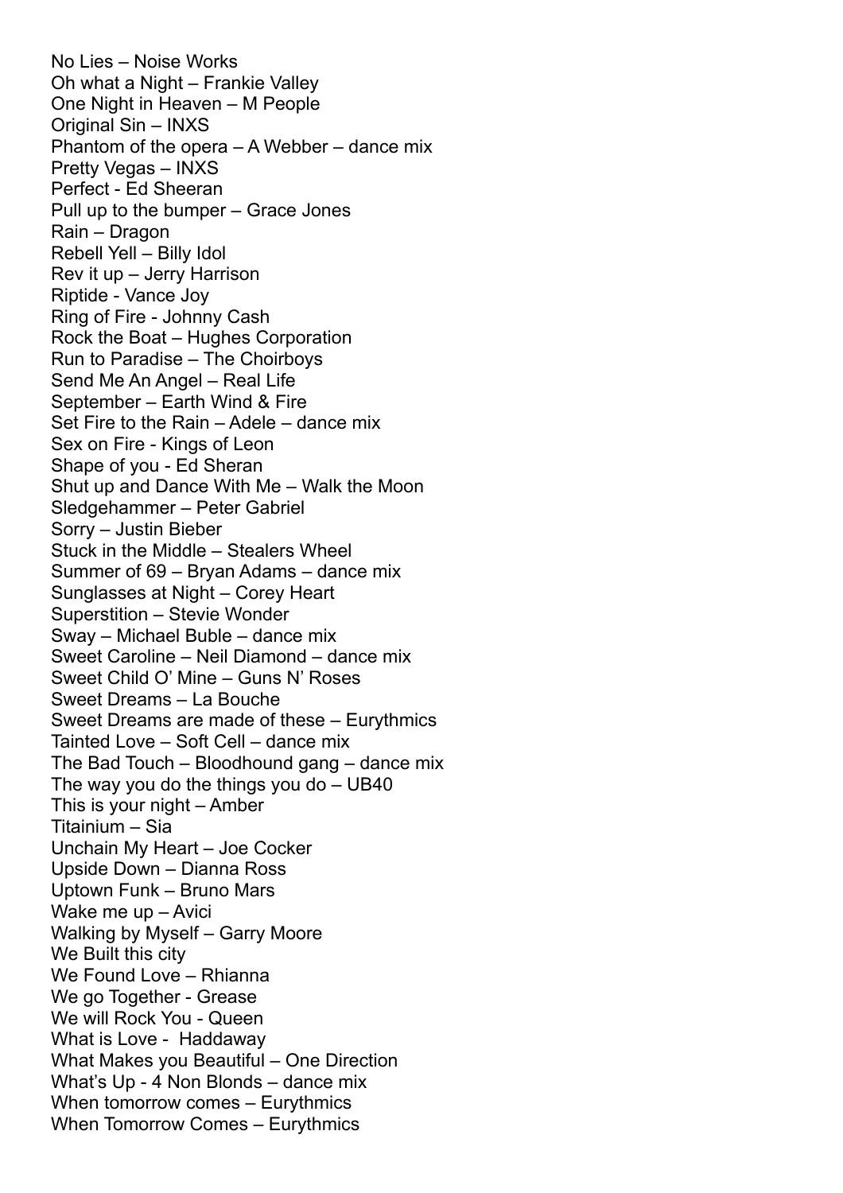No Lies – Noise Works
Oh what a Night – Frankie Valley
One Night in Heaven – M People
Original Sin – INXS
Phantom of the opera – A Webber – dance mix
Pretty Vegas – INXS
Perfect - Ed Sheeran
Pull up to the bumper – Grace Jones
Rain – Dragon
Rebell Yell – Billy Idol
Rev it up – Jerry Harrison
Riptide - Vance Joy
Ring of Fire - Johnny Cash
Rock the Boat – Hughes Corporation
Run to Paradise – The Choirboys
Send Me An Angel – Real Life
September – Earth Wind & Fire
Set Fire to the Rain – Adele – dance mix
Sex on Fire - Kings of Leon
Shape of you - Ed Sheran
Shut up and Dance With Me – Walk the Moon
Sledgehammer – Peter Gabriel
Sorry – Justin Bieber
Stuck in the Middle – Stealers Wheel
Summer of 69 – Bryan Adams – dance mix
Sunglasses at Night – Corey Heart
Superstition – Stevie Wonder
Sway – Michael Buble – dance mix
Sweet Caroline – Neil Diamond – dance mix
Sweet Child O' Mine – Guns N' Roses
Sweet Dreams – La Bouche
Sweet Dreams are made of these – Eurythmics
Tainted Love – Soft Cell – dance mix
The Bad Touch – Bloodhound gang – dance mix
The way you do the things you do – UB40
This is your night – Amber
Titainium – Sia
Unchain My Heart – Joe Cocker
Upside Down – Dianna Ross
Uptown Funk – Bruno Mars
Wake me up – Avici
Walking by Myself – Garry Moore
We Built this city
We Found Love – Rhianna
We go Together - Grease
We will Rock You - Queen
What is Love - Haddaway
What Makes you Beautiful – One Direction
What's Up - 4 Non Blonds – dance mix
When tomorrow comes – Eurythmics
When Tomorrow Comes – Eurythmics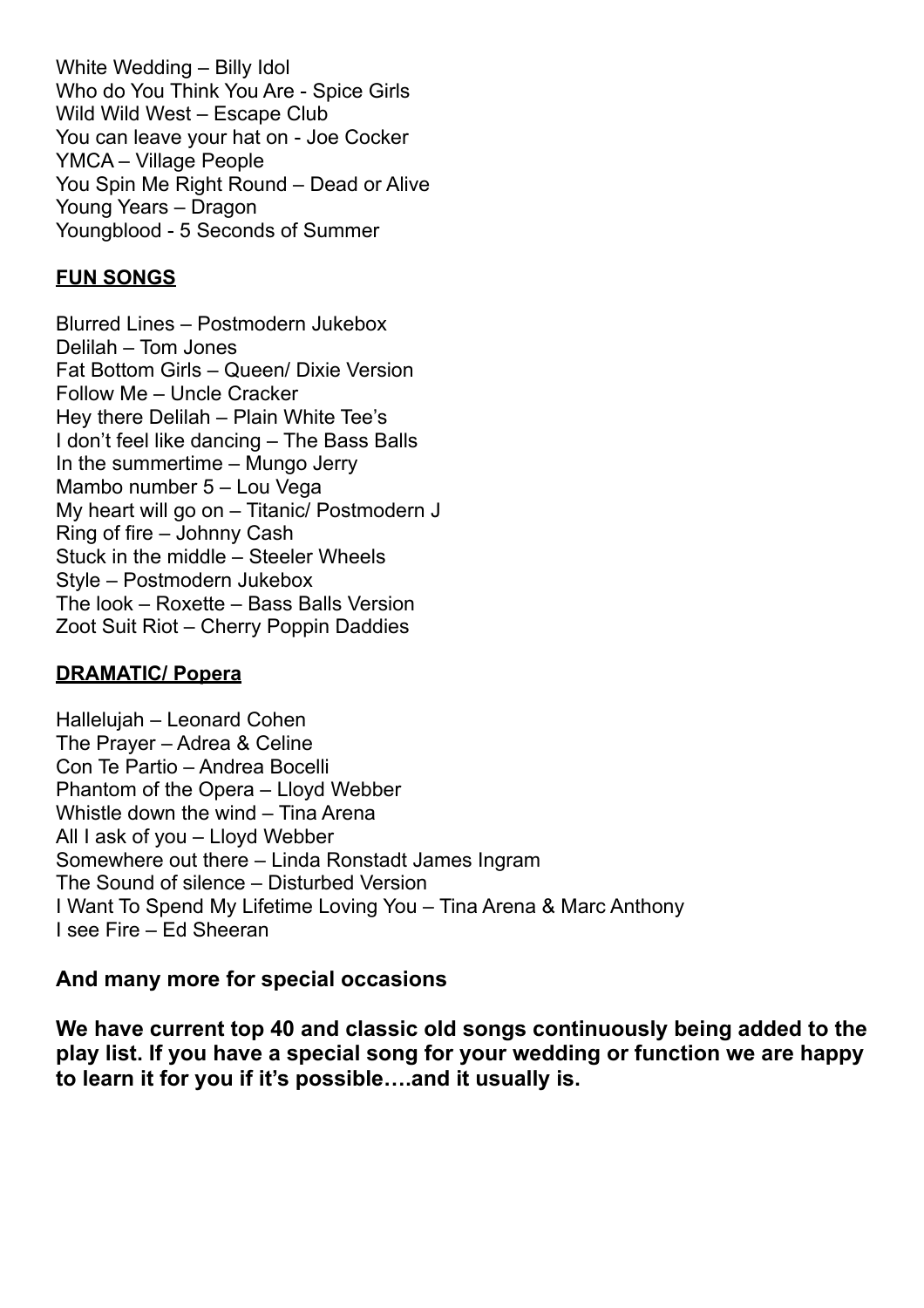White Wedding – Billy Idol
Who do You Think You Are - Spice Girls
Wild Wild West – Escape Club
You can leave your hat on - Joe Cocker
YMCA – Village People
You Spin Me Right Round – Dead or Alive
Young Years – Dragon
Youngblood - 5 Seconds of Summer

**FUN SONGS**

Blurred Lines – Postmodern Jukebox
Delilah – Tom Jones
Fat Bottom Girls – Queen/ Dixie Version
Follow Me – Uncle Cracker
Hey there Delilah – Plain White Tee's
I don't feel like dancing – The Bass Balls
In the summertime – Mungo Jerry
Mambo number 5 – Lou Vega
My heart will go on – Titanic/ Postmodern J
Ring of fire – Johnny Cash
Stuck in the middle – Steeler Wheels
Style – Postmodern Jukebox
The look – Roxette – Bass Balls Version
Zoot Suit Riot – Cherry Poppin Daddies

**DRAMATIC/ Popera**

Hallelujah – Leonard Cohen
The Prayer – Adrea & Celine
Con Te Partio – Andrea Bocelli
Phantom of the Opera – Lloyd Webber
Whistle down the wind – Tina Arena
All I ask of you – Lloyd Webber
Somewhere out there – Linda Ronstadt James Ingram
The Sound of silence – Disturbed Version
I Want To Spend My Lifetime Loving You – Tina Arena & Marc Anthony
I see Fire – Ed Sheeran

**And many more for special occasions**

**We have current top 40 and classic old songs continuously being added to the play list. If you have a special song for your wedding or function we are happy to learn it for you if it's possible….and it usually is.**